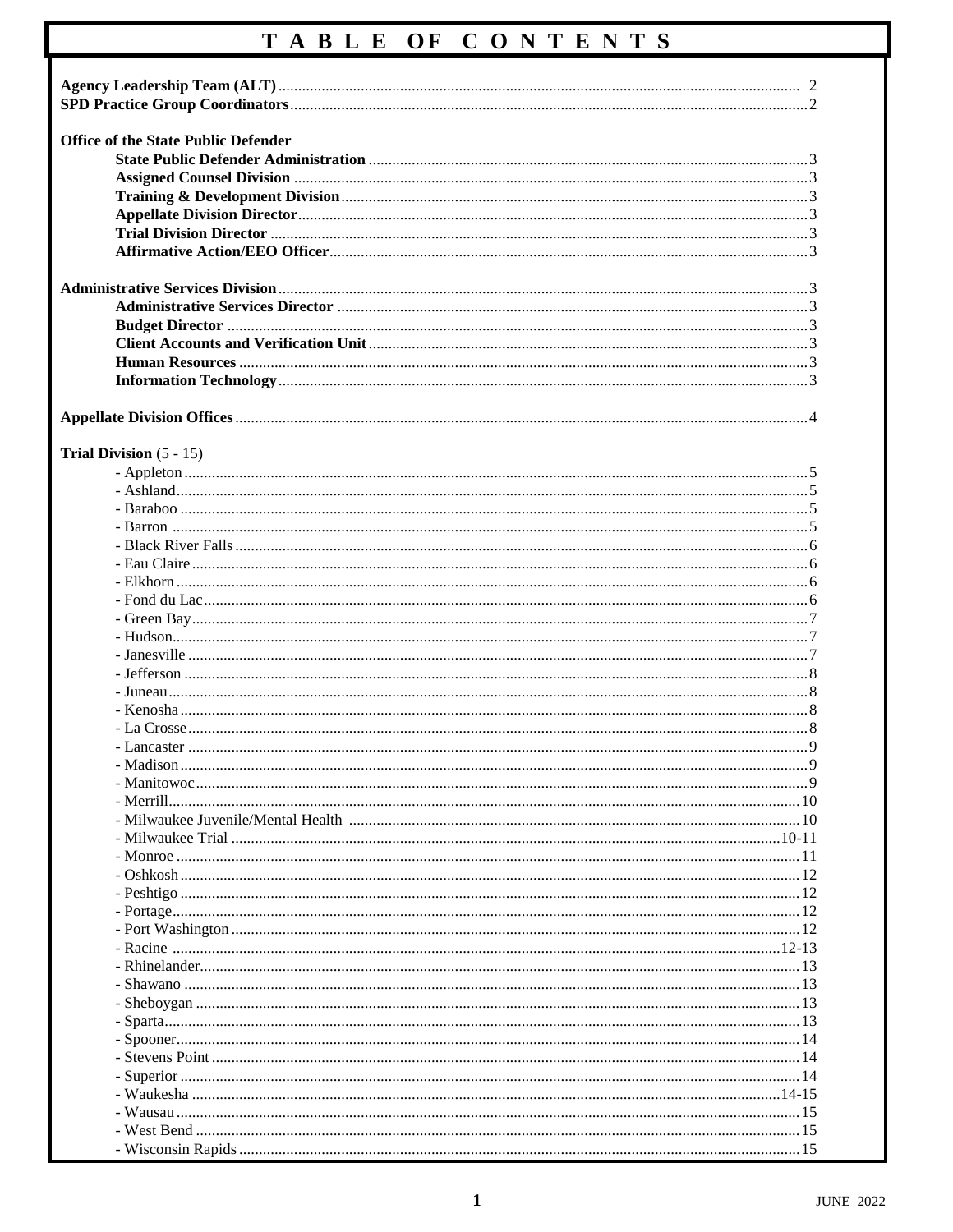# TABLE OF CONTENTS

**Agency Leadership Team (ALT)** .... 2
**SPD Practice Group Coordinators** .... 2

**Office of the State Public Defender**

- **State Public Defender Administration** .... 3
- **Assigned Counsel Division** .... 3
- **Training & Development Division** .... 3
- **Appellate Division Director** .... 3
- **Trial Division Director** .... 3
- **Affirmative Action/EEO Officer** .... 3

**Administrative Services Division** .... 3

- **Administrative Services Director** .... 3
- **Budget Director** .... 3
- **Client Accounts and Verification Unit** .... 3
- **Human Resources** .... 3
- **Information Technology** .... 3

**Appellate Division Offices** .... 4

**Trial Division** (5 - 15)

- Appleton .... 5
- Ashland .... 5
- Baraboo .... 5
- Barron .... 5
- Black River Falls .... 6
- Eau Claire .... 6
- Elkhorn .... 6
- Fond du Lac .... 6
- Green Bay .... 7
- Hudson .... 7
- Janesville .... 7
- Jefferson .... 8
- Juneau .... 8
- Kenosha .... 8
- La Crosse .... 8
- Lancaster .... 9
- Madison .... 9
- Manitowoc .... 9
- Merrill .... 10
- Milwaukee Juvenile/Mental Health .... 10
- Milwaukee Trial .... 10-11
- Monroe .... 11
- Oshkosh .... 12
- Peshtigo .... 12
- Portage .... 12
- Port Washington .... 12
- Racine .... 12-13
- Rhinelander .... 13
- Shawano .... 13
- Sheboygan .... 13
- Sparta .... 13
- Spooner .... 14
- Stevens Point .... 14
- Superior .... 14
- Waukesha .... 14-15
- Wausau .... 15
- West Bend .... 15
- Wisconsin Rapids .... 15

JUNE 2022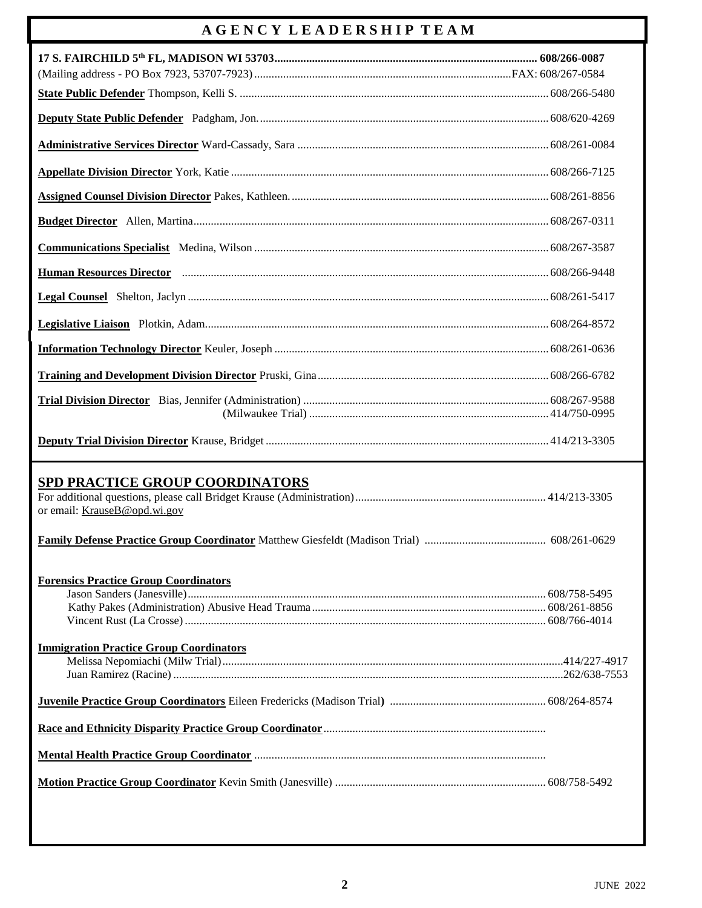# AGENCY LEADERSHIP TEAM

**17 S. FAIRCHILD 5th FL, MADISON WI 53703.......................................................... 608/266-0087**
(Mailing address - PO Box 7923, 53707-7923)........................................................FAX: 608/267-0584

**State Public Defender** Thompson, Kelli S. .......................................................... 608/266-5480

**Deputy State Public Defender** Padgham, Jon. .......................................................... 608/620-4269

**Administrative Services Director** Ward-Cassady, Sara .......................................................... 608/261-0084

**Appellate Division Director** York, Katie .......................................................... 608/266-7125

**Assigned Counsel Division Director** Pakes, Kathleen. .......................................................... 608/261-8856

**Budget Director** Allen, Martina.......................................................... 608/267-0311

**Communications Specialist** Medina, Wilson .......................................................... 608/267-3587

**Human Resources Director** .......................................................... 608/266-9448

**Legal Counsel** Shelton, Jaclyn .......................................................... 608/261-5417

**Legislative Liaison** Plotkin, Adam.......................................................... 608/264-8572

**Information Technology Director** Keuler, Joseph .......................................................... 608/261-0636

**Training and Development Division Director** Pruski, Gina.......................................................... 608/266-6782

**Trial Division Director** Bias, Jennifer (Administration) .......................................................... 608/267-9588
(Milwaukee Trial) .......................................................... 414/750-0995

**Deputy Trial Division Director** Krause, Bridget .......................................................... 414/213-3305

## SPD PRACTICE GROUP COORDINATORS

For additional questions, please call Bridget Krause (Administration).......................................................... 414/213-3305
or email: KrauseB@opd.wi.gov

**Family Defense Practice Group Coordinator** Matthew Giesfeldt (Madison Trial) .......................................... 608/261-0629

**Forensics Practice Group Coordinators**
Jason Sanders (Janesville).......................................................... 608/758-5495
Kathy Pakes (Administration) Abusive Head Trauma .......................................................... 608/261-8856
Vincent Rust (La Crosse) .......................................................... 608/766-4014

**Immigration Practice Group Coordinators**
Melissa Nepomiachi (Milw Trial).......................................................... 414/227-4917
Juan Ramirez (Racine) .......................................................... 262/638-7553

**Juvenile Practice Group Coordinators** Eileen Fredericks (Madison Trial) .......................................................... 608/264-8574

**Race and Ethnicity Disparity Practice Group Coordinator**..........................................................

**Mental Health Practice Group Coordinator** ..........................................................

**Motion Practice Group Coordinator** Kevin Smith (Janesville) .......................................................... 608/758-5492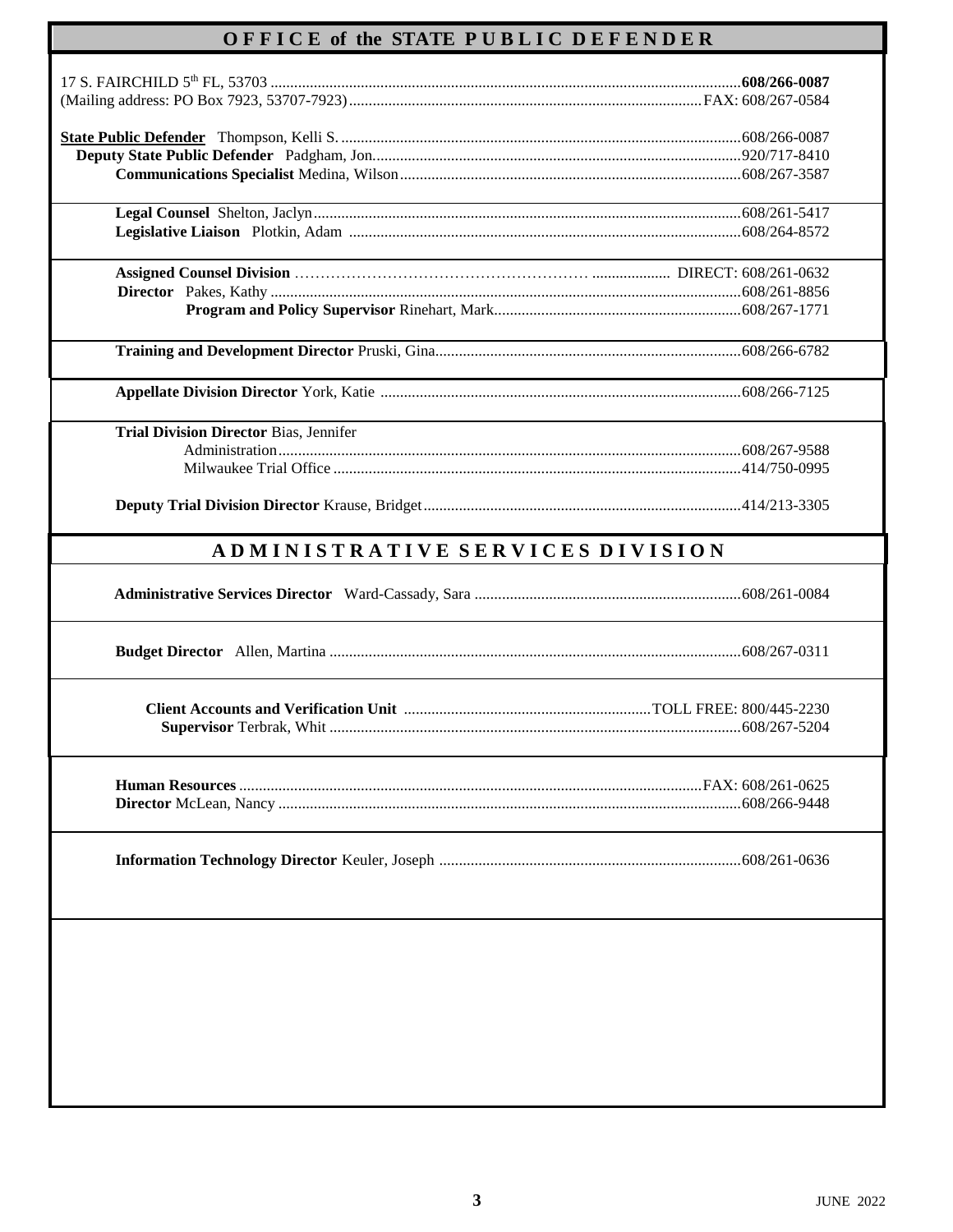## OFFICE of the STATE PUBLIC DEFENDER

17 S. FAIRCHILD 5th FL, 53703 ...................................................................................................................... **608/266-0087**
(Mailing address: PO Box 7923, 53707-7923) ......................................................................................... FAX: 608/267-0584

**State Public Defender** Thompson, Kelli S. ..................................................................................................... 608/266-0087
**Deputy State Public Defender** Padgham, Jon. ............................................................................................ 920/717-8410
**Communications Specialist** Medina, Wilson ...................................................................................... 608/267-3587

**Legal Counsel** Shelton, Jaclyn ........................................................................................................... 608/261-5417
**Legislative Liaison** Plotkin, Adam ................................................................................................... 608/264-8572

**Assigned Counsel Division** …………………………………………………… .................... DIRECT: 608/261-0632
**Director** Pakes, Kathy ....................................................................................................................... 608/261-8856
**Program and Policy Supervisor** Rinehart, Mark .............................................................. 608/267-1771

**Training and Development Director** Pruski, Gina ............................................................................. 608/266-6782

**Appellate Division Director** York, Katie ........................................................................................... 608/266-7125

**Trial Division Director** Bias, Jennifer
Administration ..................................................................................................................... 608/267-9588
Milwaukee Trial Office ....................................................................................................... 414/750-0995

**Deputy Trial Division Director** Krause, Bridget ................................................................................ 414/213-3305

## ADMINISTRATIVE SERVICES DIVISION

**Administrative Services Director** Ward-Cassady, Sara .................................................................... 608/261-0084

**Budget Director** Allen, Martina ........................................................................................................ 608/267-0311

**Client Accounts and Verification Unit** ............................................................... TOLL FREE: 800/445-2230
**Supervisor** Terbrak, Whit ........................................................................................................ 608/267-5204

**Human Resources** .................................................................................................................... FAX: 608/261-0625
**Director** McLean, Nancy ..................................................................................................................... 608/266-9448

**Information Technology Director** Keuler, Joseph ............................................................................ 608/261-0636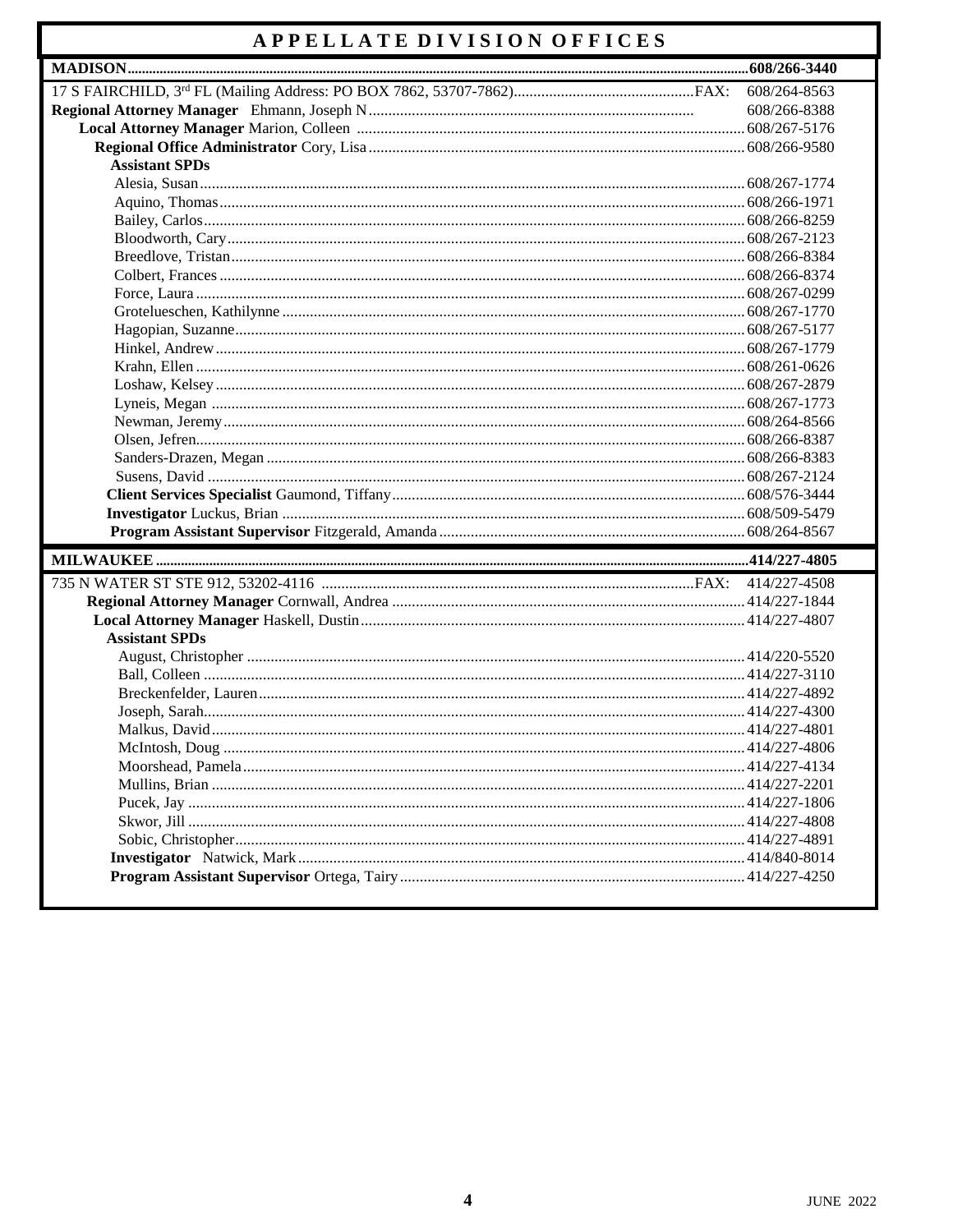# APPELLATE DIVISION OFFICES

## MADISON ... 608/266-3440

17 S FAIRCHILD, 3rd FL (Mailing Address: PO BOX 7862, 53707-7862) ... FAX: 608/264-8563

**Regional Attorney Manager** Ehmann, Joseph N ... 608/266-8388

**Local Attorney Manager** Marion, Colleen ... 608/267-5176

**Regional Office Administrator** Cory, Lisa ... 608/266-9580

**Assistant SPDs**

- Alesia, Susan ... 608/267-1774
- Aquino, Thomas ... 608/266-1971
- Bailey, Carlos ... 608/266-8259
- Bloodworth, Cary ... 608/267-2123
- Breedlove, Tristan ... 608/266-8384
- Colbert, Frances ... 608/266-8374
- Force, Laura ... 608/267-0299
- Grotelueschen, Kathilynne ... 608/267-1770
- Hagopian, Suzanne ... 608/267-5177
- Hinkel, Andrew ... 608/267-1779
- Krahn, Ellen ... 608/261-0626
- Loshaw, Kelsey ... 608/267-2879
- Lyneis, Megan ... 608/267-1773
- Newman, Jeremy ... 608/264-8566
- Olsen, Jefren ... 608/266-8387
- Sanders-Drazen, Megan ... 608/266-8383
- Susens, David ... 608/267-2124

**Client Services Specialist** Gaumond, Tiffany ... 608/576-3444

**Investigator** Luckus, Brian ... 608/509-5479

**Program Assistant Supervisor** Fitzgerald, Amanda ... 608/264-8567

## MILWAUKEE ... 414/227-4805

735 N WATER ST STE 912, 53202-4116 ... FAX: 414/227-4508

**Regional Attorney Manager** Cornwall, Andrea ... 414/227-1844

**Local Attorney Manager** Haskell, Dustin ... 414/227-4807

**Assistant SPDs**

- August, Christopher ... 414/220-5520
- Ball, Colleen ... 414/227-3110
- Breckenfelder, Lauren ... 414/227-4892
- Joseph, Sarah ... 414/227-4300
- Malkus, David ... 414/227-4801
- McIntosh, Doug ... 414/227-4806
- Moorshead, Pamela ... 414/227-4134
- Mullins, Brian ... 414/227-2201
- Pucek, Jay ... 414/227-1806
- Skwor, Jill ... 414/227-4808
- Sobic, Christopher ... 414/227-4891

**Investigator** Natwick, Mark ... 414/840-8014

**Program Assistant Supervisor** Ortega, Tairy ... 414/227-4250

JUNE 2022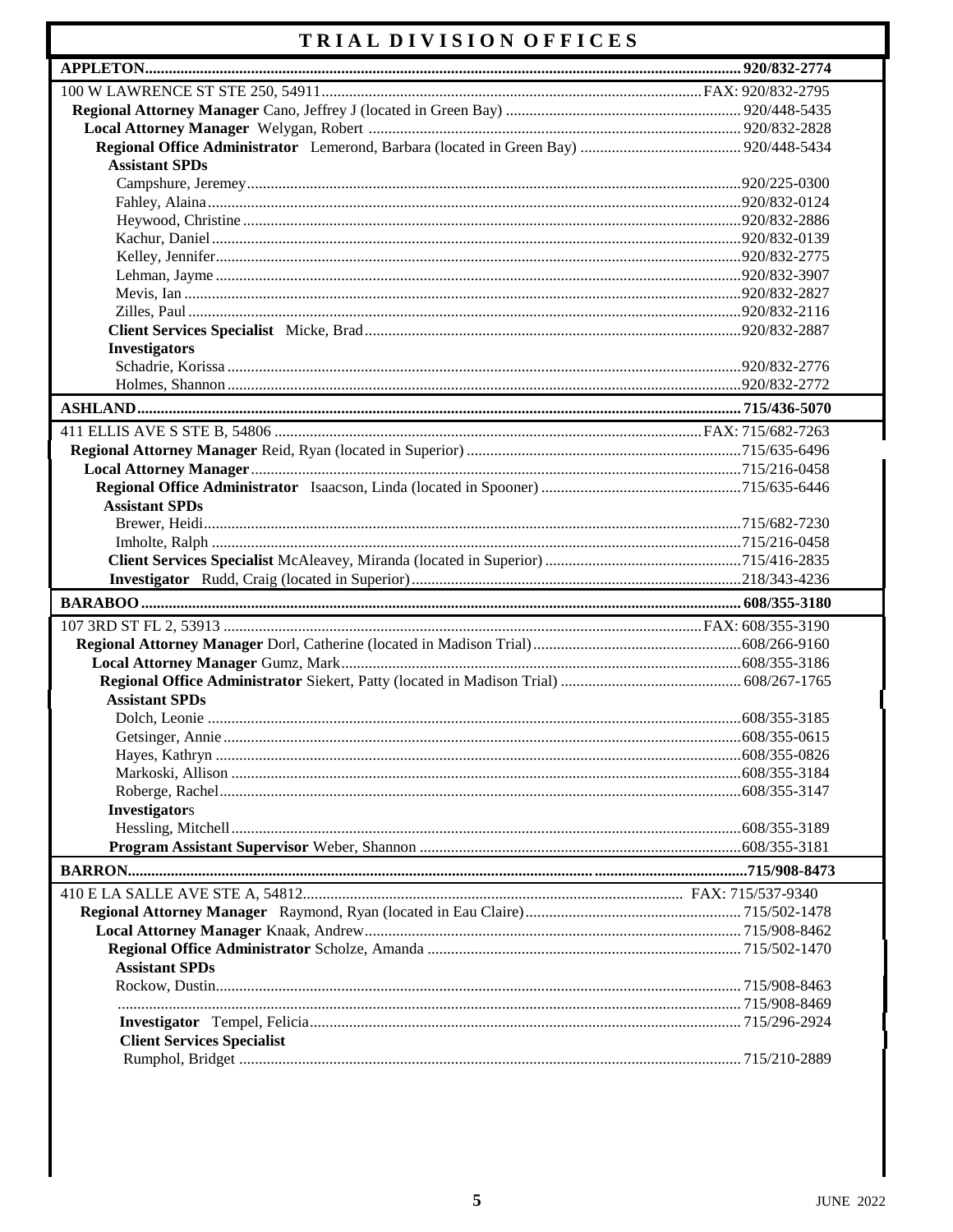# TRIAL DIVISION OFFICES

## APPLETON — 920/832-2774

100 W LAWRENCE ST STE 250, 54911 — FAX: 920/832-2795

**Regional Attorney Manager** Cano, Jeffrey J (located in Green Bay) — 920/448-5435

**Local Attorney Manager** Welygan, Robert — 920/832-2828

**Regional Office Administrator** Lemerond, Barbara (located in Green Bay) — 920/448-5434

**Assistant SPDs**

- Campshure, Jeremey — 920/225-0300
- Fahley, Alaina — 920/832-0124
- Heywood, Christine — 920/832-2886
- Kachur, Daniel — 920/832-0139
- Kelley, Jennifer — 920/832-2775
- Lehman, Jayme — 920/832-3907
- Mevis, Ian — 920/832-2827
- Zilles, Paul — 920/832-2116

**Client Services Specialist** Micke, Brad — 920/832-2887

**Investigators**

- Schadrie, Korissa — 920/832-2776
- Holmes, Shannon — 920/832-2772

## ASHLAND — 715/436-5070

411 ELLIS AVE S STE B, 54806 — FAX: 715/682-7263

**Regional Attorney Manager** Reid, Ryan (located in Superior) — 715/635-6496

**Local Attorney Manager** — 715/216-0458

**Regional Office Administrator** Isaacson, Linda (located in Spooner) — 715/635-6446

**Assistant SPDs**

- Brewer, Heidi — 715/682-7230
- Imholte, Ralph — 715/216-0458

**Client Services Specialist** McAleavey, Miranda (located in Superior) — 715/416-2835

**Investigator** Rudd, Craig (located in Superior) — 218/343-4236

## BARABOO — 608/355-3180

107 3RD ST FL 2, 53913 — FAX: 608/355-3190

**Regional Attorney Manager** Dorl, Catherine (located in Madison Trial) — 608/266-9160

**Local Attorney Manager** Gumz, Mark — 608/355-3186

**Regional Office Administrator** Siekert, Patty (located in Madison Trial) — 608/267-1765

**Assistant SPDs**

- Dolch, Leonie — 608/355-3185
- Getsinger, Annie — 608/355-0615
- Hayes, Kathryn — 608/355-0826
- Markoski, Allison — 608/355-3184
- Roberge, Rachel — 608/355-3147

**Investigators**

- Hessling, Mitchell — 608/355-3189

**Program Assistant Supervisor** Weber, Shannon — 608/355-3181

## BARRON — 715/908-8473

410 E LA SALLE AVE STE A, 54812 — FAX: 715/537-9340

**Regional Attorney Manager** Raymond, Ryan (located in Eau Claire) — 715/502-1478

**Local Attorney Manager** Knaak, Andrew — 715/908-8462

**Regional Office Administrator** Scholze, Amanda — 715/502-1470

**Assistant SPDs**

- Rockow, Dustin — 715/908-8463
- — 715/908-8469

**Investigator** Tempel, Felicia — 715/296-2924

**Client Services Specialist**

- Rumphol, Bridget — 715/210-2889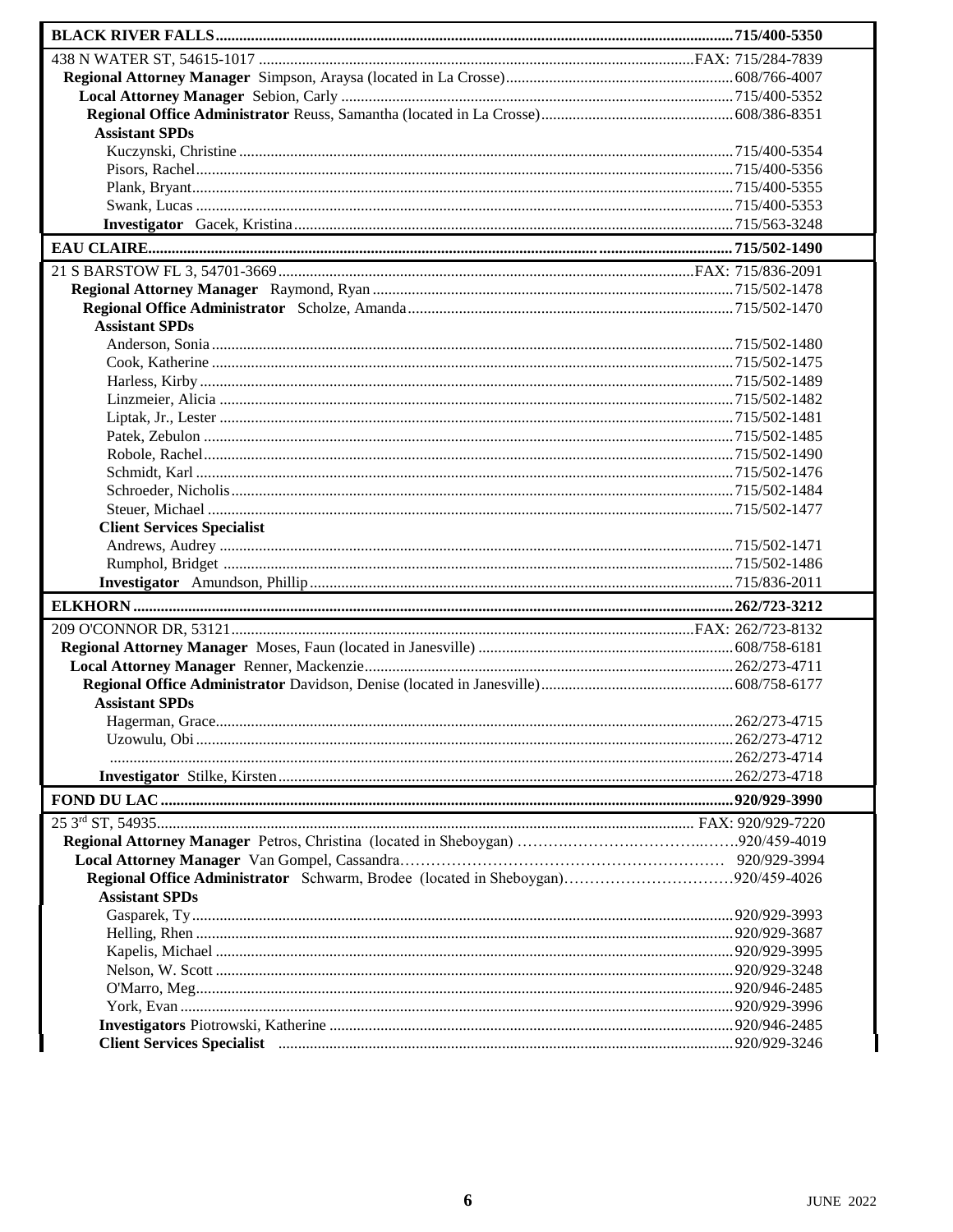| **BLACK RIVER FALLS** | **715/400-5350** |
|---|---|
| 438 N WATER ST, 54615-1017 | FAX: 715/284-7839 |
| **Regional Attorney Manager** Simpson, Araysa (located in La Crosse) | 608/766-4007 |
| **Local Attorney Manager** Sebion, Carly | 715/400-5352 |
| **Regional Office Administrator** Reuss, Samantha (located in La Crosse) | 608/386-8351 |
| **Assistant SPDs** | |
| Kuczynski, Christine | 715/400-5354 |
| Pisors, Rachel | 715/400-5356 |
| Plank, Bryant | 715/400-5355 |
| Swank, Lucas | 715/400-5353 |
| **Investigator** Gacek, Kristina | 715/563-3248 |

| **EAU CLAIRE** | **715/502-1490** |
|---|---|
| 21 S BARSTOW FL 3, 54701-3669 | FAX: 715/836-2091 |
| **Regional Attorney Manager** Raymond, Ryan | 715/502-1478 |
| **Regional Office Administrator** Scholze, Amanda | 715/502-1470 |
| **Assistant SPDs** | |
| Anderson, Sonia | 715/502-1480 |
| Cook, Katherine | 715/502-1475 |
| Harless, Kirby | 715/502-1489 |
| Linzmeier, Alicia | 715/502-1482 |
| Liptak, Jr., Lester | 715/502-1481 |
| Patek, Zebulon | 715/502-1485 |
| Robole, Rachel | 715/502-1490 |
| Schmidt, Karl | 715/502-1476 |
| Schroeder, Nicholis | 715/502-1484 |
| Steuer, Michael | 715/502-1477 |
| **Client Services Specialist** | |
| Andrews, Audrey | 715/502-1471 |
| Rumphol, Bridget | 715/502-1486 |
| **Investigator** Amundson, Phillip | 715/836-2011 |

| **ELKHORN** | **262/723-3212** |
|---|---|
| 209 O'CONNOR DR, 53121 | FAX: 262/723-8132 |
| **Regional Attorney Manager** Moses, Faun (located in Janesville) | 608/758-6181 |
| **Local Attorney Manager** Renner, Mackenzie | 262/273-4711 |
| **Regional Office Administrator** Davidson, Denise (located in Janesville) | 608/758-6177 |
| **Assistant SPDs** | |
| Hagerman, Grace | 262/273-4715 |
| Uzowulu, Obi | 262/273-4712 |
| | 262/273-4714 |
| **Investigator** Stilke, Kirsten | 262/273-4718 |

| **FOND DU LAC** | **920/929-3990** |
|---|---|
| 25 3rd ST, 54935 | FAX: 920/929-7220 |
| **Regional Attorney Manager** Petros, Christina (located in Sheboygan) | 920/459-4019 |
| **Local Attorney Manager** Van Gompel, Cassandra | 920/929-3994 |
| **Regional Office Administrator** Schwarm, Brodee (located in Sheboygan) | 920/459-4026 |
| **Assistant SPDs** | |
| Gasparek, Ty | 920/929-3993 |
| Helling, Rhen | 920/929-3687 |
| Kapelis, Michael | 920/929-3995 |
| Nelson, W. Scott | 920/929-3248 |
| O'Marro, Meg | 920/946-2485 |
| York, Evan | 920/929-3996 |
| **Investigators** Piotrowski, Katherine | 920/946-2485 |
| **Client Services Specialist** | 920/929-3246 |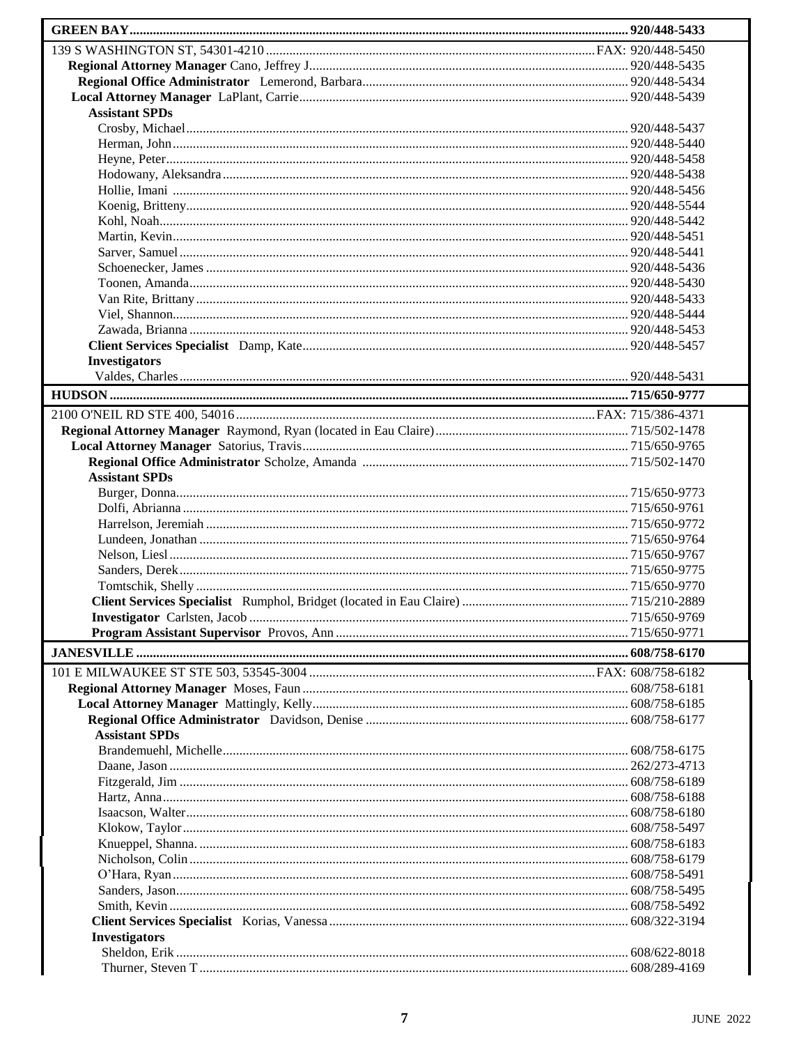| **GREEN BAY** | **920/448-5433** |
|---|---|
| 139 S WASHINGTON ST, 54301-4210 | FAX: 920/448-5450 |
| **Regional Attorney Manager** Cano, Jeffrey J. | 920/448-5435 |
| **Regional Office Administrator** Lemerond, Barbara | 920/448-5434 |
| **Local Attorney Manager** LaPlant, Carrie | 920/448-5439 |
| **Assistant SPDs** | |
| Crosby, Michael | 920/448-5437 |
| Herman, John | 920/448-5440 |
| Heyne, Peter | 920/448-5458 |
| Hodowany, Aleksandra | 920/448-5438 |
| Hollie, Imani | 920/448-5456 |
| Koenig, Britteny | 920/448-5544 |
| Kohl, Noah | 920/448-5442 |
| Martin, Kevin | 920/448-5451 |
| Sarver, Samuel | 920/448-5441 |
| Schoenecker, James | 920/448-5436 |
| Toonen, Amanda | 920/448-5430 |
| Van Rite, Brittany | 920/448-5433 |
| Viel, Shannon | 920/448-5444 |
| Zawada, Brianna | 920/448-5453 |
| **Client Services Specialist** Damp, Kate | 920/448-5457 |
| **Investigators** | |
| Valdes, Charles | 920/448-5431 |

| **HUDSON** | **715/650-9777** |
|---|---|
| 2100 O'NEIL RD STE 400, 54016 | FAX: 715/386-4371 |
| **Regional Attorney Manager** Raymond, Ryan (located in Eau Claire) | 715/502-1478 |
| **Local Attorney Manager** Satorius, Travis | 715/650-9765 |
| **Regional Office Administrator** Scholze, Amanda | 715/502-1470 |
| **Assistant SPDs** | |
| Burger, Donna | 715/650-9773 |
| Dolfi, Abrianna | 715/650-9761 |
| Harrelson, Jeremiah | 715/650-9772 |
| Lundeen, Jonathan | 715/650-9764 |
| Nelson, Liesl | 715/650-9767 |
| Sanders, Derek | 715/650-9775 |
| Tomtschik, Shelly | 715/650-9770 |
| **Client Services Specialist** Rumphol, Bridget (located in Eau Claire) | 715/210-2889 |
| **Investigator** Carlsten, Jacob | 715/650-9769 |
| **Program Assistant Supervisor** Provos, Ann | 715/650-9771 |

| **JANESVILLE** | **608/758-6170** |
|---|---|
| 101 E MILWAUKEE ST STE 503, 53545-3004 | FAX: 608/758-6182 |
| **Regional Attorney Manager** Moses, Faun | 608/758-6181 |
| **Local Attorney Manager** Mattingly, Kelly | 608/758-6185 |
| **Regional Office Administrator** Davidson, Denise | 608/758-6177 |
| **Assistant SPDs** | |
| Brandemuehl, Michelle | 608/758-6175 |
| Daane, Jason | 262/273-4713 |
| Fitzgerald, Jim | 608/758-6189 |
| Hartz, Anna | 608/758-6188 |
| Isaacson, Walter | 608/758-6180 |
| Klokow, Taylor | 608/758-5497 |
| Knueppel, Shanna. | 608/758-6183 |
| Nicholson, Colin | 608/758-6179 |
| O'Hara, Ryan | 608/758-5491 |
| Sanders, Jason | 608/758-5495 |
| Smith, Kevin | 608/758-5492 |
| **Client Services Specialist** Korias, Vanessa | 608/322-3194 |
| **Investigators** | |
| Sheldon, Erik | 608/622-8018 |
| Thurner, Steven T | 608/289-4169 |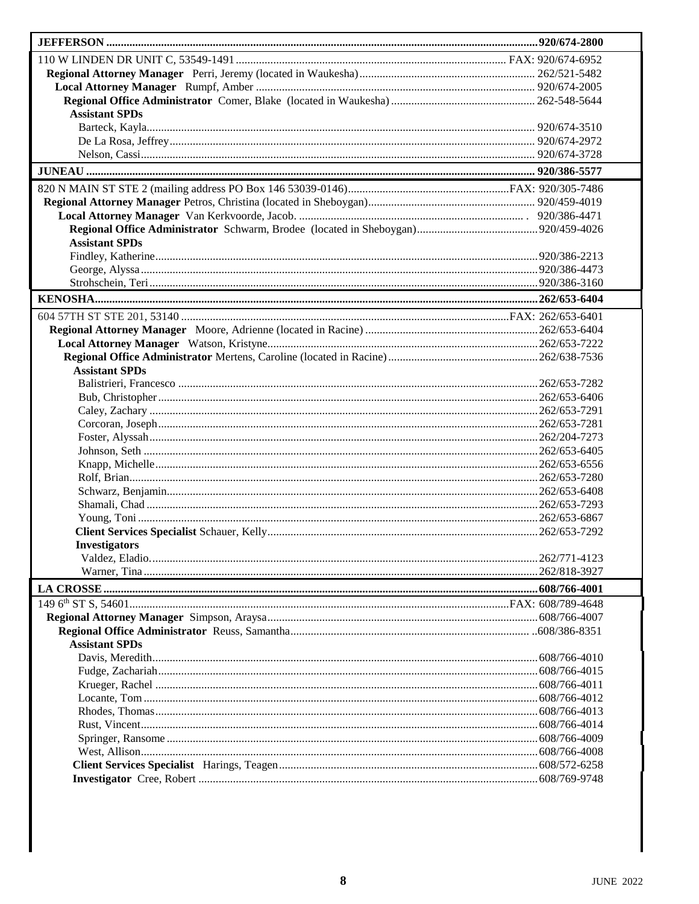## JEFFERSON — 920/674-2800

110 W LINDEN DR UNIT C, 53549-1491 — FAX: 920/674-6952

**Regional Attorney Manager** Perri, Jeremy (located in Waukesha) — 262/521-5482

**Local Attorney Manager** Rumpf, Amber — 920/674-2005

**Regional Office Administrator** Comer, Blake (located in Waukesha) — 262-548-5644

**Assistant SPDs**

- Barteck, Kayla — 920/674-3510
- De La Rosa, Jeffrey — 920/674-2972
- Nelson, Cassi — 920/674-3728

## JUNEAU — 920/386-5577

820 N MAIN ST STE 2 (mailing address PO Box 146 53039-0146) — FAX: 920/305-7486

**Regional Attorney Manager** Petros, Christina (located in Sheboygan) — 920/459-4019

**Local Attorney Manager** Van Kerkvoorde, Jacob. — 920/386-4471

**Regional Office Administrator** Schwarm, Brodee (located in Sheboygan) — 920/459-4026

**Assistant SPDs**

- Findley, Katherine — 920/386-2213
- George, Alyssa — 920/386-4473
- Strohschein, Teri — 920/386-3160

## KENOSHA — 262/653-6404

604 57TH ST STE 201, 53140 — FAX: 262/653-6401

**Regional Attorney Manager** Moore, Adrienne (located in Racine) — 262/653-6404

**Local Attorney Manager** Watson, Kristyne — 262/653-7222

**Regional Office Administrator** Mertens, Caroline (located in Racine) — 262/638-7536

**Assistant SPDs**

- Balistrieri, Francesco — 262/653-7282
- Bub, Christopher — 262/653-6406
- Caley, Zachary — 262/653-7291
- Corcoran, Joseph — 262/653-7281
- Foster, Alyssah — 262/204-7273
- Johnson, Seth — 262/653-6405
- Knapp, Michelle — 262/653-6556
- Rolf, Brian — 262/653-7280
- Schwarz, Benjamin — 262/653-6408
- Shamali, Chad — 262/653-7293
- Young, Toni — 262/653-6867

**Client Services Specialist** Schauer, Kelly — 262/653-7292

**Investigators**

- Valdez, Eladio — 262/771-4123
- Warner, Tina — 262/818-3927

## LA CROSSE — 608/766-4001

149 6th ST S, 54601 — FAX: 608/789-4648

**Regional Attorney Manager** Simpson, Araysa — 608/766-4007

**Regional Office Administrator** Reuss, Samantha — 608/386-8351

**Assistant SPDs**

- Davis, Meredith — 608/766-4010
- Fudge, Zachariah — 608/766-4015
- Krueger, Rachel — 608/766-4011
- Locante, Tom — 608/766-4012
- Rhodes, Thomas — 608/766-4013
- Rust, Vincent — 608/766-4014
- Springer, Ransome — 608/766-4009
- West, Allison — 608/766-4008

**Client Services Specialist** Harings, Teagen — 608/572-6258

**Investigator** Cree, Robert — 608/769-9748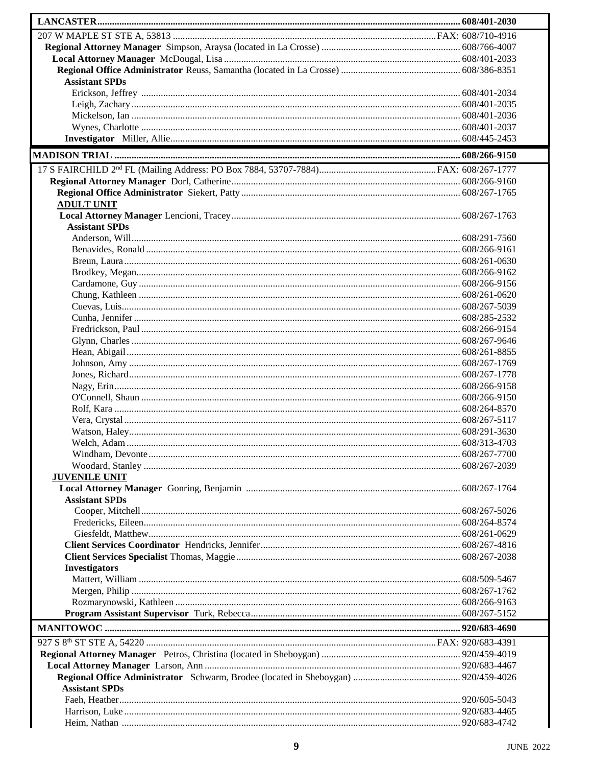**LANCASTER** ............ **608/401-2030**

207 W MAPLE ST STE A, 53813 ............ FAX: 608/710-4916

**Regional Attorney Manager** Simpson, Araysa (located in La Crosse) ............ 608/766-4007

**Local Attorney Manager** McDougal, Lisa ............ 608/401-2033

**Regional Office Administrator** Reuss, Samantha (located in La Crosse) ............ 608/386-8351

**Assistant SPDs**

- Erickson, Jeffrey ............ 608/401-2034
- Leigh, Zachary ............ 608/401-2035
- Mickelson, Ian ............ 608/401-2036
- Wynes, Charlotte ............ 608/401-2037

**Investigator** Miller, Allie ............ 608/445-2453

**MADISON TRIAL** ............ **608/266-9150**

17 S FAIRCHILD 2nd FL (Mailing Address: PO Box 7884, 53707-7884) ............ FAX: 608/267-1777

**Regional Attorney Manager** Dorl, Catherine ............ 608/266-9160

**Regional Office Administrator** Siekert, Patty ............ 608/267-1765

**ADULT UNIT**

**Local Attorney Manager** Lencioni, Tracey ............ 608/267-1763

**Assistant SPDs**

- Anderson, Will ............ 608/291-7560
- Benavides, Ronald ............ 608/266-9161
- Breun, Laura ............ 608/261-0630
- Brodkey, Megan ............ 608/266-9162
- Cardamone, Guy ............ 608/266-9156
- Chung, Kathleen ............ 608/261-0620
- Cuevas, Luis ............ 608/267-5039
- Cunha, Jennifer ............ 608/285-2532
- Fredrickson, Paul ............ 608/266-9154
- Glynn, Charles ............ 608/267-9646
- Hean, Abigail ............ 608/261-8855
- Johnson, Amy ............ 608/267-1769
- Jones, Richard ............ 608/267-1778
- Nagy, Erin ............ 608/266-9158
- O'Connell, Shaun ............ 608/266-9150
- Rolf, Kara ............ 608/264-8570
- Vera, Crystal ............ 608/267-5117
- Watson, Haley ............ 608/291-3630
- Welch, Adam ............ 608/313-4703
- Windham, Devonte ............ 608/267-7700
- Woodard, Stanley ............ 608/267-2039

**JUVENILE UNIT**

**Local Attorney Manager** Gonring, Benjamin ............ 608/267-1764

**Assistant SPDs**

- Cooper, Mitchell ............ 608/267-5026
- Fredericks, Eileen ............ 608/264-8574
- Giesfeldt, Matthew ............ 608/261-0629

**Client Services Coordinator** Hendricks, Jennifer ............ 608/267-4816

**Client Services Specialist** Thomas, Maggie ............ 608/267-2038

**Investigators**

- Mattert, William ............ 608/509-5467
- Mergen, Philip ............ 608/267-1762
- Rozmarynowski, Kathleen ............ 608/266-9163

**Program Assistant Supervisor** Turk, Rebecca ............ 608/267-5152

**MANITOWOC** ............ **920/683-4690**

927 S 8th ST STE A, 54220 ............ FAX: 920/683-4391

**Regional Attorney Manager** Petros, Christina (located in Sheboygan) ............ 920/459-4019

**Local Attorney Manager** Larson, Ann ............ 920/683-4467

**Regional Office Administrator** Schwarm, Brodee (located in Sheboygan) ............ 920/459-4026

**Assistant SPDs**

- Faeh, Heather ............ 920/605-5043
- Harrison, Luke ............ 920/683-4465
- Heim, Nathan ............ 920/683-4742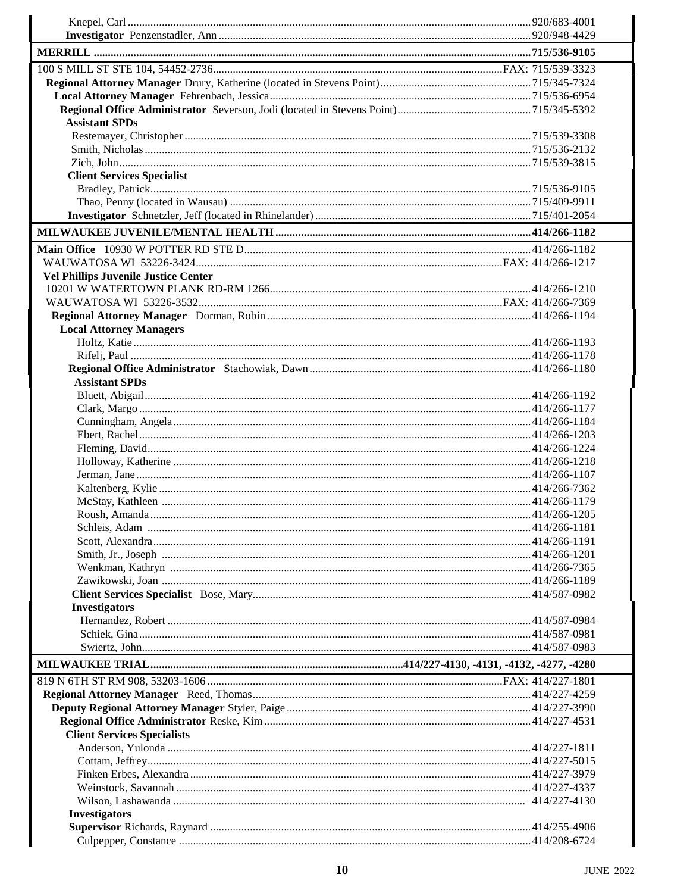Knepel, Carl ........ 920/683-4001
**Investigator** Penzenstadler, Ann ........ 920/948-4429

## MERRILL ........ 715/536-9105

100 S MILL ST STE 104, 54452-2736 ........ FAX: 715/539-3323
**Regional Attorney Manager** Drury, Katherine (located in Stevens Point) ........ 715/345-7324
**Local Attorney Manager** Fehrenbach, Jessica ........ 715/536-6954
**Regional Office Administrator** Severson, Jodi (located in Stevens Point) ........ 715/345-5392

**Assistant SPDs**
Restemayer, Christopher ........ 715/539-3308
Smith, Nicholas ........ 715/536-2132
Zich, John ........ 715/539-3815

**Client Services Specialist**
Bradley, Patrick ........ 715/536-9105
Thao, Penny (located in Wausau) ........ 715/409-9911
**Investigator** Schnetzler, Jeff (located in Rhinelander) ........ 715/401-2054

## MILWAUKEE JUVENILE/MENTAL HEALTH ........ 414/266-1182

**Main Office** 10930 W POTTER RD STE D ........ 414/266-1182
WAUWATOSA WI 53226-3424 ........ FAX: 414/266-1217

**Vel Phillips Juvenile Justice Center**
10201 W WATERTOWN PLANK RD-RM 1266 ........ 414/266-1210
WAUWATOSA WI 53226-3532 ........ FAX: 414/266-7369
**Regional Attorney Manager** Dorman, Robin ........ 414/266-1194

**Local Attorney Managers**
Holtz, Katie ........ 414/266-1193
Rifelj, Paul ........ 414/266-1178
**Regional Office Administrator** Stachowiak, Dawn ........ 414/266-1180

**Assistant SPDs**
Bluett, Abigail ........ 414/266-1192
Clark, Margo ........ 414/266-1177
Cunningham, Angela ........ 414/266-1184
Ebert, Rachel ........ 414/266-1203
Fleming, David ........ 414/266-1224
Holloway, Katherine ........ 414/266-1218
Jerman, Jane ........ 414/266-1107
Kaltenberg, Kylie ........ 414/266-7362
McStay, Kathleen ........ 414/266-1179
Roush, Amanda ........ 414/266-1205
Schleis, Adam ........ 414/266-1181
Scott, Alexandra ........ 414/266-1191
Smith, Jr., Joseph ........ 414/266-1201
Wenkman, Kathryn ........ 414/266-7365
Zawikowski, Joan ........ 414/266-1189
**Client Services Specialist** Bose, Mary ........ 414/587-0982

**Investigators**
Hernandez, Robert ........ 414/587-0984
Schiek, Gina ........ 414/587-0981
Swiertz, John ........ 414/587-0983

## MILWAUKEE TRIAL ........ 414/227-4130, -4131, -4132, -4277, -4280

819 N 6TH ST RM 908, 53203-1606 ........ FAX: 414/227-1801
**Regional Attorney Manager** Reed, Thomas ........ 414/227-4259
**Deputy Regional Attorney Manager** Styler, Paige ........ 414/227-3990
**Regional Office Administrator** Reske, Kim ........ 414/227-4531

**Client Services Specialists**
Anderson, Yulonda ........ 414/227-1811
Cottam, Jeffrey ........ 414/227-5015
Finken Erbes, Alexandra ........ 414/227-3979
Weinstock, Savannah ........ 414/227-4337
Wilson, Lashawanda ........ 414/227-4130

**Investigators**
**Supervisor** Richards, Raynard ........ 414/255-4906
Culpepper, Constance ........ 414/208-6724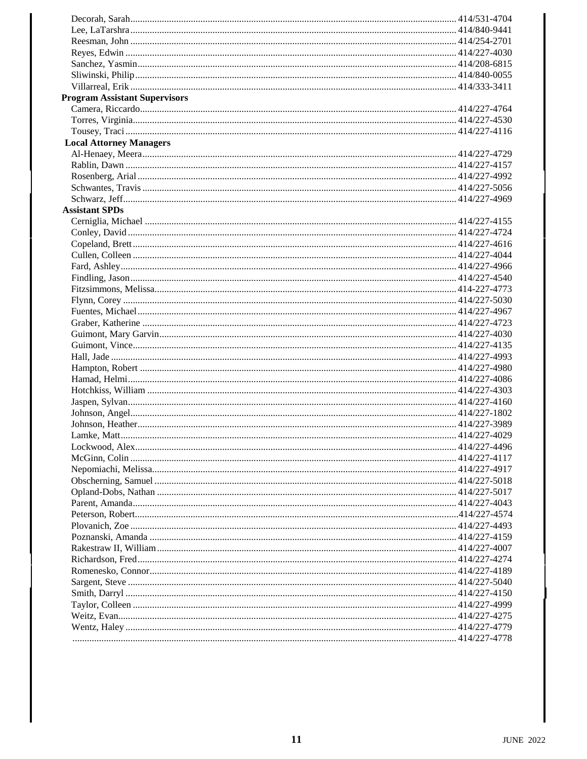Decorah, Sarah............................................................. 414/531-4704
Lee, LaTarshra............................................................. 414/840-9441
Reesman, John............................................................. 414/254-2701
Reyes, Edwin............................................................. 414/227-4030
Sanchez, Yasmin............................................................. 414/208-6815
Sliwinski, Philip............................................................. 414/840-0055
Villarreal, Erik............................................................. 414/333-3411

**Program Assistant Supervisors**

Camera, Riccardo............................................................. 414/227-4764
Torres, Virginia............................................................. 414/227-4530
Tousey, Traci............................................................. 414/227-4116

**Local Attorney Managers**

Al-Henaey, Meera............................................................. 414/227-4729
Rablin, Dawn............................................................. 414/227-4157
Rosenberg, Arial............................................................. 414/227-4992
Schwantes, Travis............................................................. 414/227-5056
Schwarz, Jeff............................................................. 414/227-4969

**Assistant SPDs**

Cerniglia, Michael............................................................. 414/227-4155
Conley, David............................................................. 414/227-4724
Copeland, Brett............................................................. 414/227-4616
Cullen, Colleen............................................................. 414/227-4044
Fard, Ashley............................................................. 414/227-4966
Findling, Jason............................................................. 414/227-4540
Fitzsimmons, Melissa............................................................. 414-227-4773
Flynn, Corey............................................................. 414/227-5030
Fuentes, Michael............................................................. 414/227-4967
Graber, Katherine............................................................. 414/227-4723
Guimont, Mary Garvin............................................................. 414/227-4030
Guimont, Vince............................................................. 414/227-4135
Hall, Jade............................................................. 414/227-4993
Hampton, Robert............................................................. 414/227-4980
Hamad, Helmi............................................................. 414/227-4086
Hotchkiss, William............................................................. 414/227-4303
Jaspen, Sylvan............................................................. 414/227-4160
Johnson, Angel............................................................. 414/227-1802
Johnson, Heather............................................................. 414/227-3989
Lamke, Matt............................................................. 414/227-4029
Lockwood, Alex............................................................. 414/227-4496
McGinn, Colin............................................................. 414/227-4117
Nepomiachi, Melissa............................................................. 414/227-4917
Obscherning, Samuel............................................................. 414/227-5018
Opland-Dobs, Nathan............................................................. 414/227-5017
Parent, Amanda............................................................. 414/227-4043
Peterson, Robert............................................................. 414/227-4574
Plovanich, Zoe............................................................. 414/227-4493
Poznanski, Amanda............................................................. 414/227-4159
Rakestraw II, William............................................................. 414/227-4007
Richardson, Fred............................................................. 414/227-4274
Romenesko, Connor............................................................. 414/227-4189
Sargent, Steve............................................................. 414/227-5040
Smith, Darryl............................................................. 414/227-4150
Taylor, Colleen............................................................. 414/227-4999
Weitz, Evan............................................................. 414/227-4275
Wentz, Haley............................................................. 414/227-4779
............................................................. 414/227-4778

JUNE 2022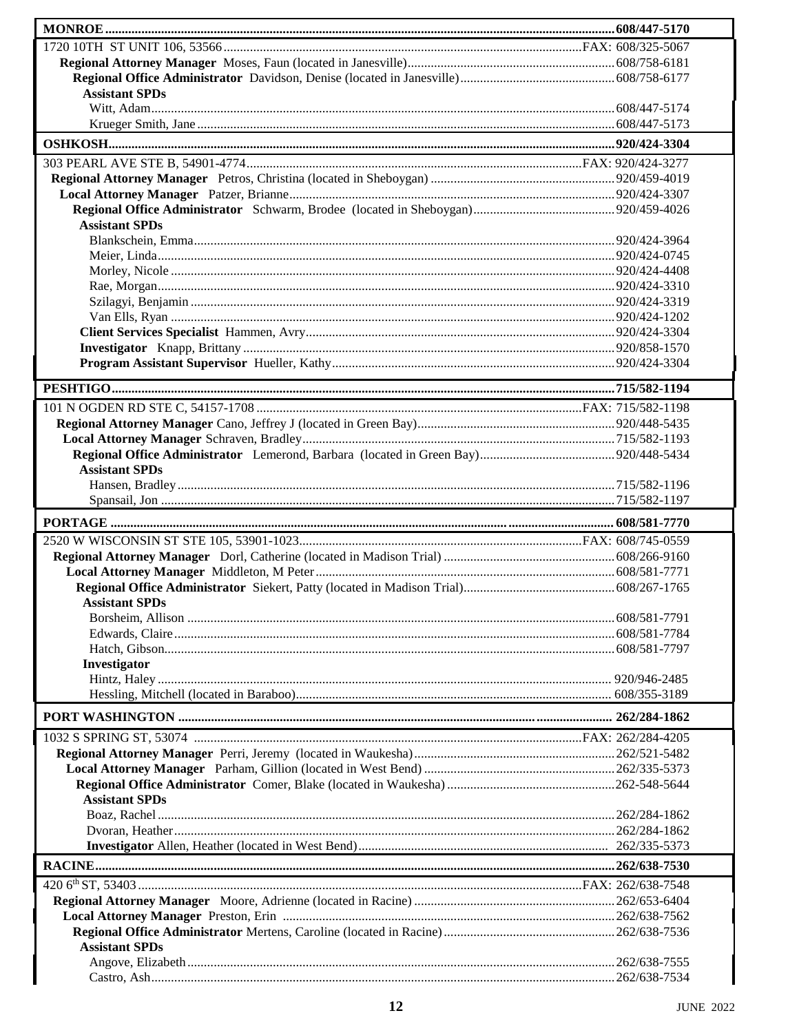| **MONROE** | **608/447-5170** |
|---|---|
| 1720 10TH ST UNIT 106, 53566 | FAX: 608/325-5067 |
| **Regional Attorney Manager** Moses, Faun (located in Janesville) | 608/758-6181 |
| **Regional Office Administrator** Davidson, Denise (located in Janesville) | 608/758-6177 |
| **Assistant SPDs** | |
| Witt, Adam | 608/447-5174 |
| Krueger Smith, Jane | 608/447-5173 |

| **OSHKOSH** | **920/424-3304** |
|---|---|
| 303 PEARL AVE STE B, 54901-4774 | FAX: 920/424-3277 |
| **Regional Attorney Manager** Petros, Christina (located in Sheboygan) | 920/459-4019 |
| **Local Attorney Manager** Patzer, Brianne | 920/424-3307 |
| **Regional Office Administrator** Schwarm, Brodee (located in Sheboygan) | 920/459-4026 |
| **Assistant SPDs** | |
| Blankschein, Emma | 920/424-3964 |
| Meier, Linda | 920/424-0745 |
| Morley, Nicole | 920/424-4408 |
| Rae, Morgan | 920/424-3310 |
| Szilagyi, Benjamin | 920/424-3319 |
| Van Ells, Ryan | 920/424-1202 |
| **Client Services Specialist** Hammen, Avry | 920/424-3304 |
| **Investigator** Knapp, Brittany | 920/858-1570 |
| **Program Assistant Supervisor** Hueller, Kathy | 920/424-3304 |

| **PESHTIGO** | **715/582-1194** |
|---|---|
| 101 N OGDEN RD STE C, 54157-1708 | FAX: 715/582-1198 |
| **Regional Attorney Manager** Cano, Jeffrey J (located in Green Bay) | 920/448-5435 |
| **Local Attorney Manager** Schraven, Bradley | 715/582-1193 |
| **Regional Office Administrator** Lemerond, Barbara (located in Green Bay) | 920/448-5434 |
| **Assistant SPDs** | |
| Hansen, Bradley | 715/582-1196 |
| Spansail, Jon | 715/582-1197 |

| **PORTAGE** | **608/581-7770** |
|---|---|
| 2520 W WISCONSIN ST STE 105, 53901-1023 | FAX: 608/745-0559 |
| **Regional Attorney Manager** Dorl, Catherine (located in Madison Trial) | 608/266-9160 |
| **Local Attorney Manager** Middleton, M Peter | 608/581-7771 |
| **Regional Office Administrator** Siekert, Patty (located in Madison Trial) | 608/267-1765 |
| **Assistant SPDs** | |
| Borsheim, Allison | 608/581-7791 |
| Edwards, Claire | 608/581-7784 |
| Hatch, Gibson | 608/581-7797 |
| **Investigator** | |
| Hintz, Haley | 920/946-2485 |
| Hessling, Mitchell (located in Baraboo) | 608/355-3189 |

| **PORT WASHINGTON** | **262/284-1862** |
|---|---|
| 1032 S SPRING ST, 53074 | FAX: 262/284-4205 |
| **Regional Attorney Manager** Perri, Jeremy (located in Waukesha) | 262/521-5482 |
| **Local Attorney Manager** Parham, Gillion (located in West Bend) | 262/335-5373 |
| **Regional Office Administrator** Comer, Blake (located in Waukesha) | 262-548-5644 |
| **Assistant SPDs** | |
| Boaz, Rachel | 262/284-1862 |
| Dvoran, Heather | 262/284-1862 |
| **Investigator** Allen, Heather (located in West Bend) | 262/335-5373 |

| **RACINE** | **262/638-7530** |
|---|---|
| 420 6th ST, 53403 | FAX: 262/638-7548 |
| **Regional Attorney Manager** Moore, Adrienne (located in Racine) | 262/653-6404 |
| **Local Attorney Manager** Preston, Erin | 262/638-7562 |
| **Regional Office Administrator** Mertens, Caroline (located in Racine) | 262/638-7536 |
| **Assistant SPDs** | |
| Angove, Elizabeth | 262/638-7555 |
| Castro, Ash | 262/638-7534 |

JUNE 2022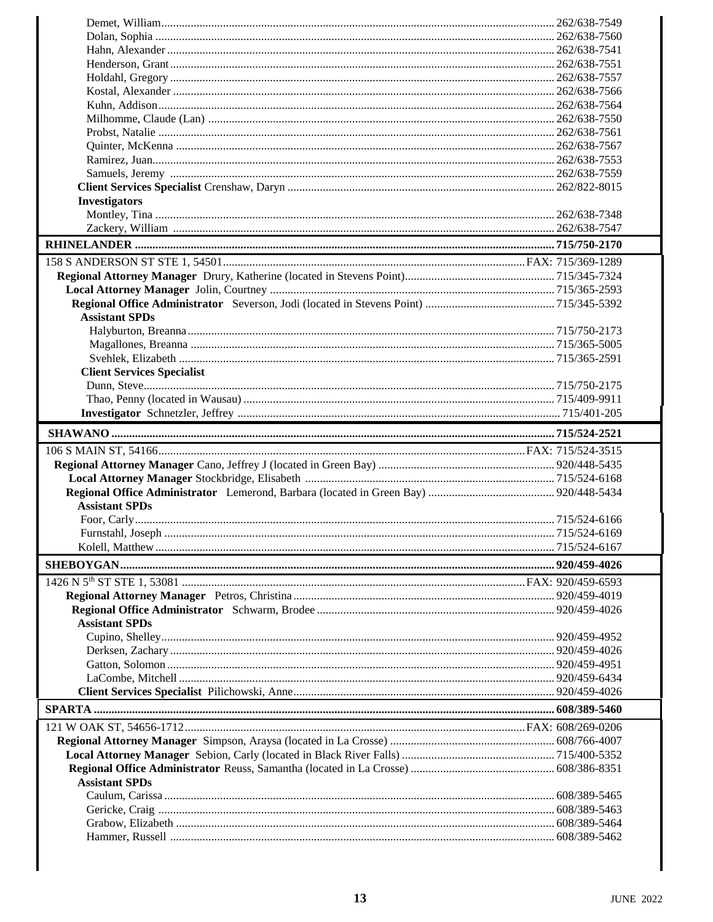Demet, William ..... 262/638-7549
Dolan, Sophia ..... 262/638-7560
Hahn, Alexander ..... 262/638-7541
Henderson, Grant ..... 262/638-7551
Holdahl, Gregory ..... 262/638-7557
Kostal, Alexander ..... 262/638-7566
Kuhn, Addison ..... 262/638-7564
Milhomme, Claude (Lan) ..... 262/638-7550
Probst, Natalie ..... 262/638-7561
Quinter, McKenna ..... 262/638-7567
Ramirez, Juan ..... 262/638-7553
Samuels, Jeremy ..... 262/638-7559

**Client Services Specialist** Crenshaw, Daryn ..... 262/822-8015

**Investigators**

Montley, Tina ..... 262/638-7348
Zackery, William ..... 262/638-7547

## RHINELANDER ..... 715/750-2170

158 S ANDERSON ST STE 1, 54501 ..... FAX: 715/369-1289

**Regional Attorney Manager** Drury, Katherine (located in Stevens Point) ..... 715/345-7324

**Local Attorney Manager** Jolin, Courtney ..... 715/365-2593

**Regional Office Administrator** Severson, Jodi (located in Stevens Point) ..... 715/345-5392

**Assistant SPDs**

Halyburton, Breanna ..... 715/750-2173
Magallones, Breanna ..... 715/365-5005
Svehlek, Elizabeth ..... 715/365-2591

**Client Services Specialist**

Dunn, Steve ..... 715/750-2175
Thao, Penny (located in Wausau) ..... 715/409-9911

**Investigator** Schnetzler, Jeffrey ..... 715/401-205

## SHAWANO ..... 715/524-2521

106 S MAIN ST, 54166 ..... FAX: 715/524-3515

**Regional Attorney Manager** Cano, Jeffrey J (located in Green Bay) ..... 920/448-5435

**Local Attorney Manager** Stockbridge, Elisabeth ..... 715/524-6168

**Regional Office Administrator** Lemerond, Barbara (located in Green Bay) ..... 920/448-5434

**Assistant SPDs**

Foor, Carly ..... 715/524-6166
Furnstahl, Joseph ..... 715/524-6169
Kolell, Matthew ..... 715/524-6167

## SHEBOYGAN ..... 920/459-4026

1426 N 5th ST STE 1, 53081 ..... FAX: 920/459-6593

**Regional Attorney Manager** Petros, Christina ..... 920/459-4019

**Regional Office Administrator** Schwarm, Brodee ..... 920/459-4026

**Assistant SPDs**

Cupino, Shelley ..... 920/459-4952
Derksen, Zachary ..... 920/459-4026
Gatton, Solomon ..... 920/459-4951
LaCombe, Mitchell ..... 920/459-6434

**Client Services Specialist** Pilichowski, Anne ..... 920/459-4026

## SPARTA ..... 608/389-5460

121 W OAK ST, 54656-1712 ..... FAX: 608/269-0206

**Regional Attorney Manager** Simpson, Araysa (located in La Crosse) ..... 608/766-4007

**Local Attorney Manager** Sebion, Carly (located in Black River Falls) ..... 715/400-5352

**Regional Office Administrator** Reuss, Samantha (located in La Crosse) ..... 608/386-8351

**Assistant SPDs**

Caulum, Carissa ..... 608/389-5465
Gericke, Craig ..... 608/389-5463
Grabow, Elizabeth ..... 608/389-5464
Hammer, Russell ..... 608/389-5462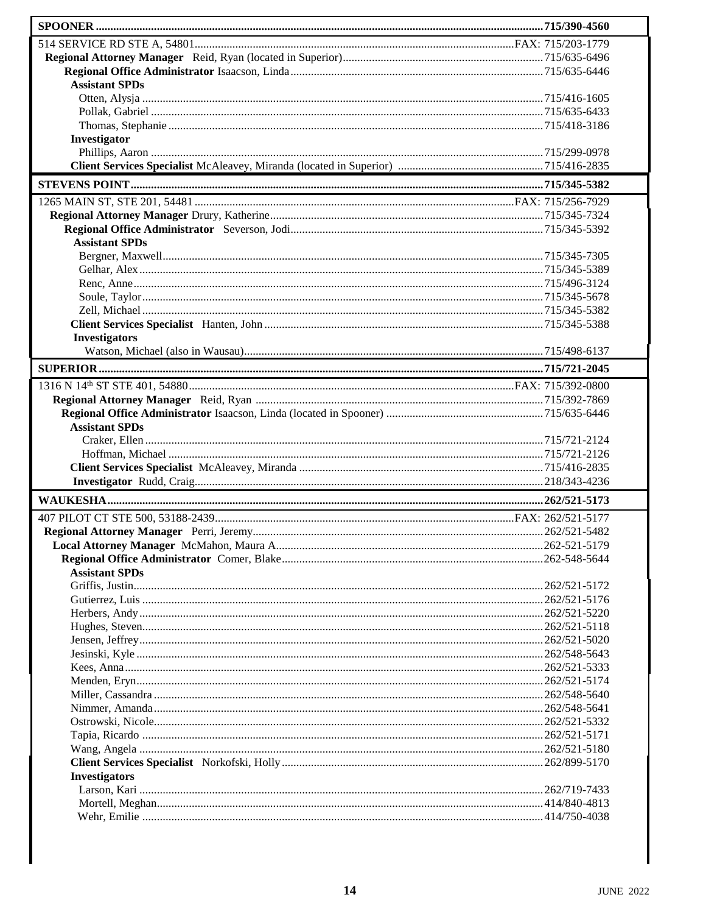## SPOONER — 715/390-4560

514 SERVICE RD STE A, 54801 — FAX: 715/203-1779

**Regional Attorney Manager** Reid, Ryan (located in Superior) — 715/635-6496

**Regional Office Administrator** Isaacson, Linda — 715/635-6446

**Assistant SPDs**

- Otten, Alysja — 715/416-1605
- Pollak, Gabriel — 715/635-6433
- Thomas, Stephanie — 715/418-3186

**Investigator**

- Phillips, Aaron — 715/299-0978

**Client Services Specialist** McAleavey, Miranda (located in Superior) — 715/416-2835

## STEVENS POINT — 715/345-5382

1265 MAIN ST, STE 201, 54481 — FAX: 715/256-7929

**Regional Attorney Manager** Drury, Katherine — 715/345-7324

**Regional Office Administrator** Severson, Jodi — 715/345-5392

**Assistant SPDs**

- Bergner, Maxwell — 715/345-7305
- Gelhar, Alex — 715/345-5389
- Renc, Anne — 715/496-3124
- Soule, Taylor — 715/345-5678
- Zell, Michael — 715/345-5382

**Client Services Specialist** Hanten, John — 715/345-5388

**Investigators**

- Watson, Michael (also in Wausau) — 715/498-6137

## SUPERIOR — 715/721-2045

1316 N 14th ST STE 401, 54880 — FAX: 715/392-0800

**Regional Attorney Manager** Reid, Ryan — 715/392-7869

**Regional Office Administrator** Isaacson, Linda (located in Spooner) — 715/635-6446

**Assistant SPDs**

- Craker, Ellen — 715/721-2124
- Hoffman, Michael — 715/721-2126

**Client Services Specialist** McAleavey, Miranda — 715/416-2835

**Investigator** Rudd, Craig — 218/343-4236

## WAUKESHA — 262/521-5173

407 PILOT CT STE 500, 53188-2439 — FAX: 262/521-5177

**Regional Attorney Manager** Perri, Jeremy — 262/521-5482

**Local Attorney Manager** McMahon, Maura A — 262-521-5179

**Regional Office Administrator** Comer, Blake — 262-548-5644

**Assistant SPDs**

- Griffis, Justin — 262/521-5172
- Gutierrez, Luis — 262/521-5176
- Herbers, Andy — 262/521-5220
- Hughes, Steven — 262/521-5118
- Jensen, Jeffrey — 262/521-5020
- Jesinski, Kyle — 262/548-5643
- Kees, Anna — 262/521-5333
- Menden, Eryn — 262/521-5174
- Miller, Cassandra — 262/548-5640
- Nimmer, Amanda — 262/548-5641
- Ostrowski, Nicole — 262/521-5332
- Tapia, Ricardo — 262/521-5171
- Wang, Angela — 262/521-5180

**Client Services Specialist** Norkofski, Holly — 262/899-5170

**Investigators**

- Larson, Kari — 262/719-7433
- Mortell, Meghan — 414/840-4813
- Wehr, Emilie — 414/750-4038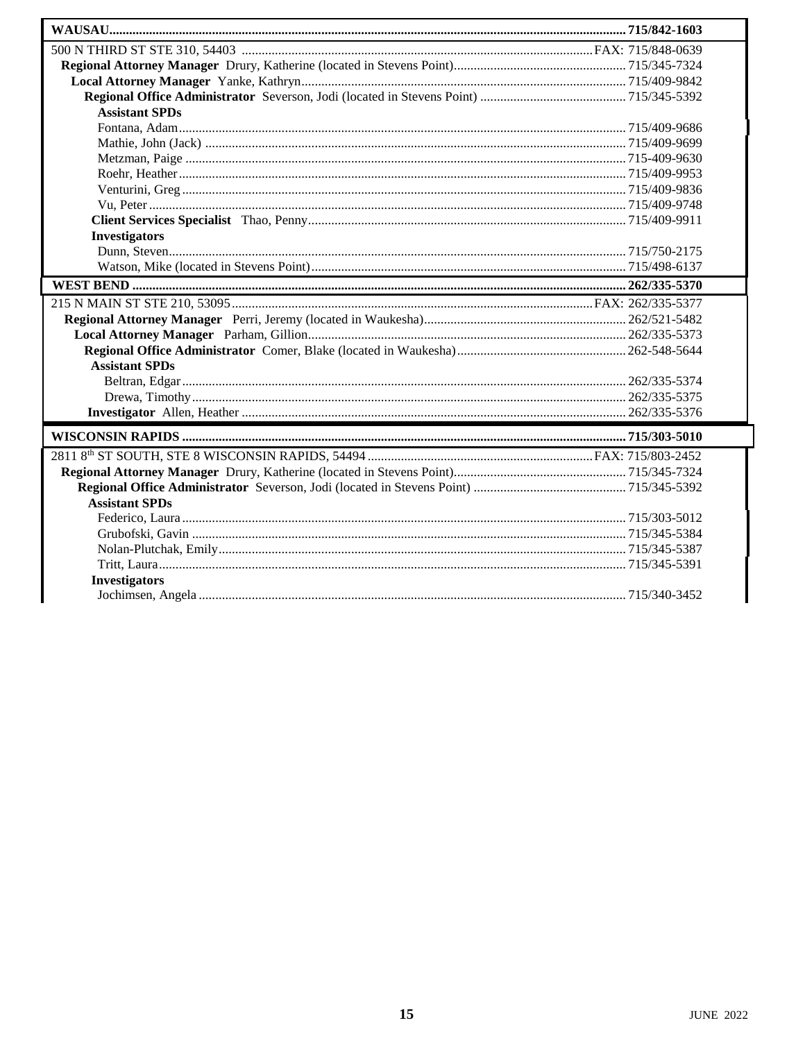| **WAUSAU** | **715/842-1603** |
|---|---|
| 500 N THIRD ST STE 310, 54403 | FAX: 715/848-0639 |
| **Regional Attorney Manager** Drury, Katherine (located in Stevens Point) | 715/345-7324 |
| **Local Attorney Manager** Yanke, Kathryn | 715/409-9842 |
| **Regional Office Administrator** Severson, Jodi (located in Stevens Point) | 715/345-5392 |
| **Assistant SPDs** | |
| Fontana, Adam | 715/409-9686 |
| Mathie, John (Jack) | 715/409-9699 |
| Metzman, Paige | 715-409-9630 |
| Roehr, Heather | 715/409-9953 |
| Venturini, Greg | 715/409-9836 |
| Vu, Peter | 715/409-9748 |
| **Client Services Specialist** Thao, Penny | 715/409-9911 |
| **Investigators** | |
| Dunn, Steven | 715/750-2175 |
| Watson, Mike (located in Stevens Point) | 715/498-6137 |

| **WEST BEND** | **262/335-5370** |
|---|---|
| 215 N MAIN ST STE 210, 53095 | FAX: 262/335-5377 |
| **Regional Attorney Manager** Perri, Jeremy (located in Waukesha) | 262/521-5482 |
| **Local Attorney Manager** Parham, Gillion | 262/335-5373 |
| **Regional Office Administrator** Comer, Blake (located in Waukesha) | 262-548-5644 |
| **Assistant SPDs** | |
| Beltran, Edgar | 262/335-5374 |
| Drewa, Timothy | 262/335-5375 |
| **Investigator** Allen, Heather | 262/335-5376 |

| **WISCONSIN RAPIDS** | **715/303-5010** |
|---|---|
| 2811 8th ST SOUTH, STE 8 WISCONSIN RAPIDS, 54494 | FAX: 715/803-2452 |
| **Regional Attorney Manager** Drury, Katherine (located in Stevens Point) | 715/345-7324 |
| **Regional Office Administrator** Severson, Jodi (located in Stevens Point) | 715/345-5392 |
| **Assistant SPDs** | |
| Federico, Laura | 715/303-5012 |
| Grubofski, Gavin | 715/345-5384 |
| Nolan-Plutchak, Emily | 715/345-5387 |
| Tritt, Laura | 715/345-5391 |
| **Investigators** | |
| Jochimsen, Angela | 715/340-3452 |